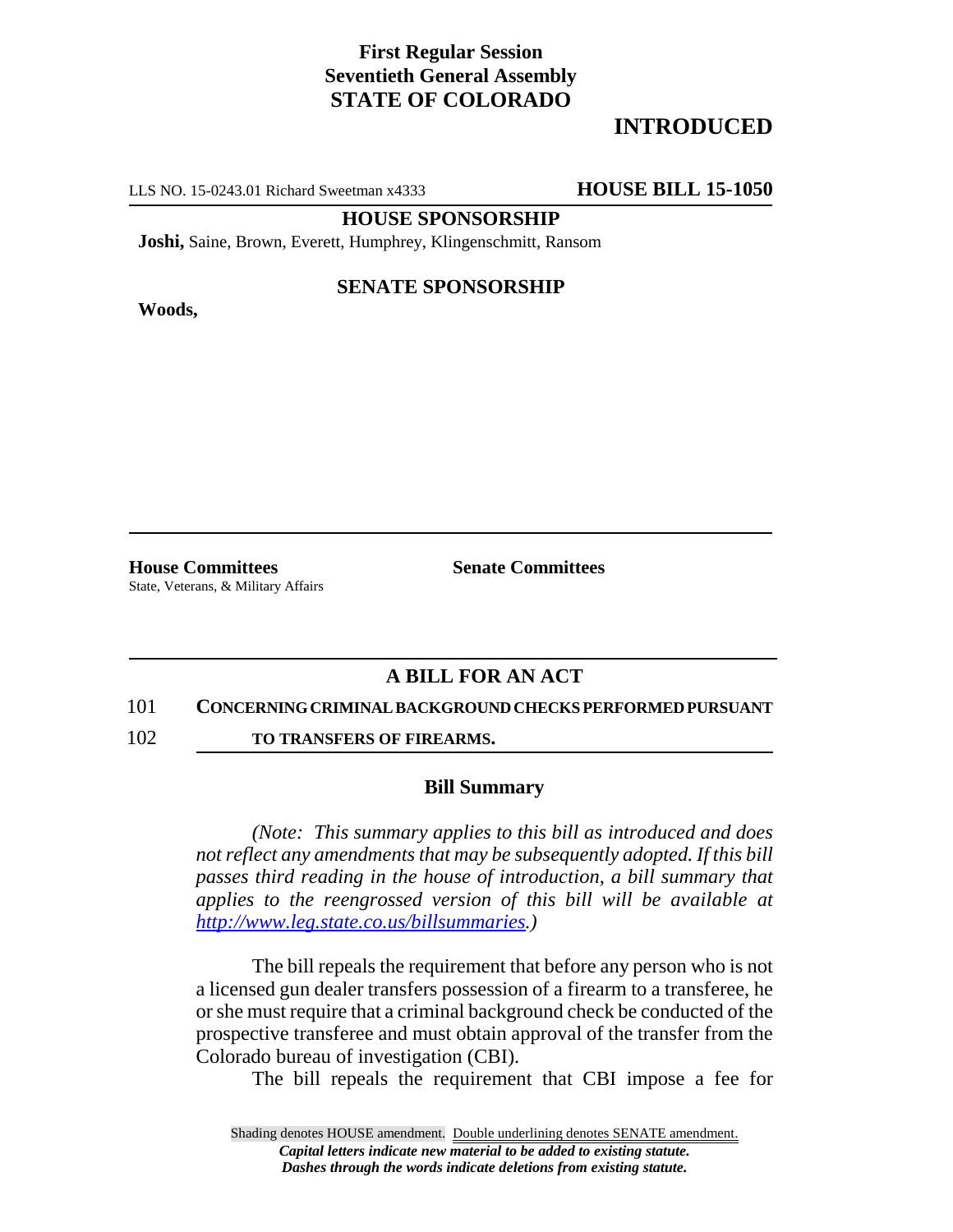**First Regular Session**
**Seventieth General Assembly**
**STATE OF COLORADO**

# INTRODUCED

LLS NO. 15-0243.01 Richard Sweetman x4333 **HOUSE BILL 15-1050**

**HOUSE SPONSORSHIP**

**Joshi,** Saine, Brown, Everett, Humphrey, Klingenschmitt, Ransom

**SENATE SPONSORSHIP**

**Woods,**

**House Committees**
State, Veterans, & Military Affairs

**Senate Committees**

## A BILL FOR AN ACT

101 **CONCERNING CRIMINAL BACKGROUND CHECKS PERFORMED PURSUANT**
102 **TO TRANSFERS OF FIREARMS.**

### Bill Summary

*(Note: This summary applies to this bill as introduced and does not reflect any amendments that may be subsequently adopted. If this bill passes third reading in the house of introduction, a bill summary that applies to the reengrossed version of this bill will be available at http://www.leg.state.co.us/billsummaries.)*

The bill repeals the requirement that before any person who is not a licensed gun dealer transfers possession of a firearm to a transferee, he or she must require that a criminal background check be conducted of the prospective transferee and must obtain approval of the transfer from the Colorado bureau of investigation (CBI).

The bill repeals the requirement that CBI impose a fee for

Shading denotes HOUSE amendment. Double underlining denotes SENATE amendment.
*Capital letters indicate new material to be added to existing statute.*
*Dashes through the words indicate deletions from existing statute.*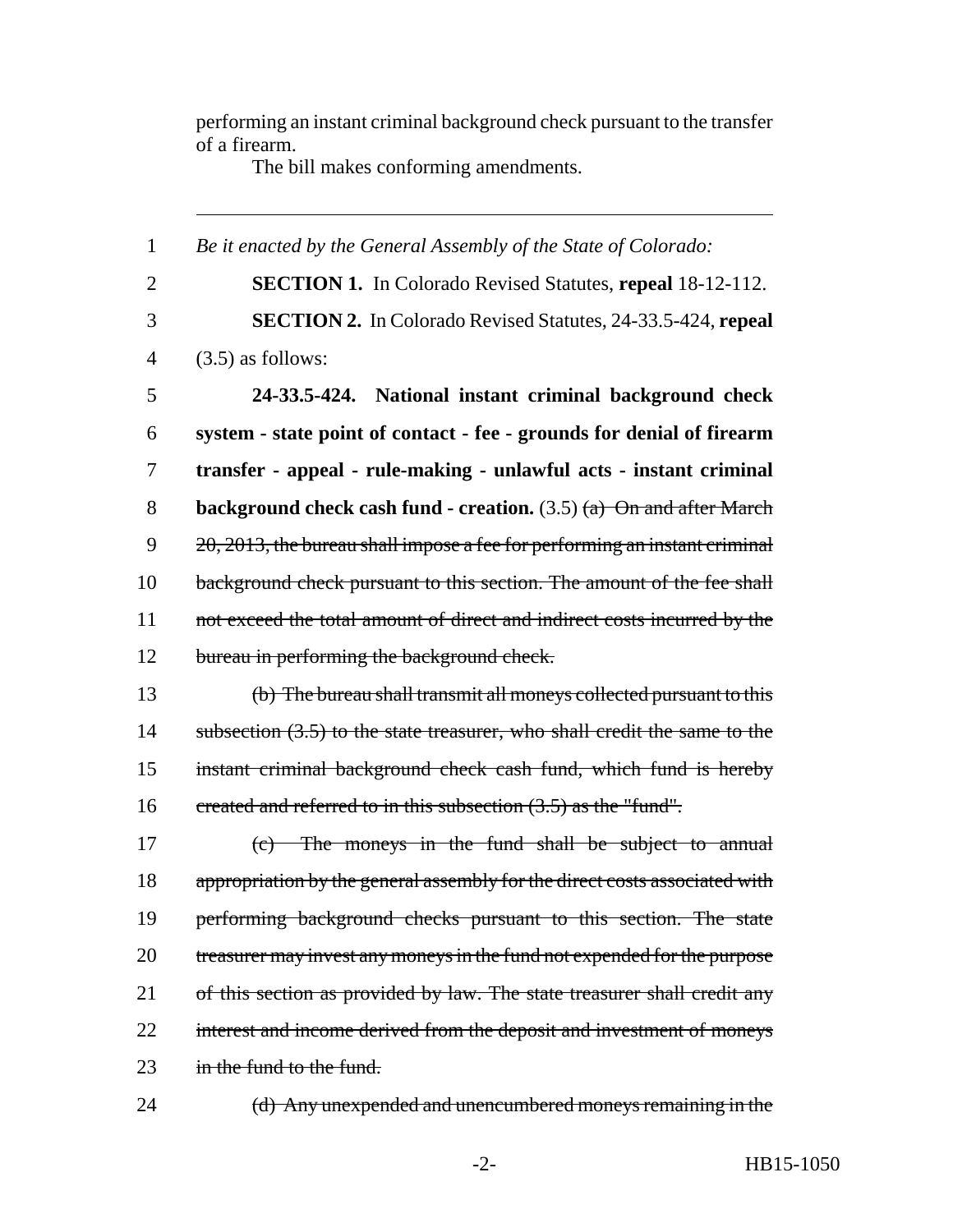performing an instant criminal background check pursuant to the transfer of a firearm.

The bill makes conforming amendments.

---

1 *Be it enacted by the General Assembly of the State of Colorado:*

2 **SECTION 1.** In Colorado Revised Statutes, **repeal** 18-12-112.

3 **SECTION 2.** In Colorado Revised Statutes, 24-33.5-424, **repeal**

4 (3.5) as follows:

5 **24-33.5-424. National instant criminal background check**

6 **system - state point of contact - fee - grounds for denial of firearm**

7 **transfer - appeal - rule-making - unlawful acts - instant criminal**

8 **background check cash fund - creation.** (3.5) ~~(a) On and after March~~

9 ~~20, 2013, the bureau shall impose a fee for performing an instant criminal~~

10 ~~background check pursuant to this section. The amount of the fee shall~~

11 ~~not exceed the total amount of direct and indirect costs incurred by the~~

12 ~~bureau in performing the background check.~~

13 ~~(b) The bureau shall transmit all moneys collected pursuant to this~~

14 ~~subsection (3.5) to the state treasurer, who shall credit the same to the~~

15 ~~instant criminal background check cash fund, which fund is hereby~~

16 ~~created and referred to in this subsection (3.5) as the "fund".~~

17 ~~(c) The moneys in the fund shall be subject to annual~~

18 ~~appropriation by the general assembly for the direct costs associated with~~

19 ~~performing background checks pursuant to this section. The state~~

20 ~~treasurer may invest any moneys in the fund not expended for the purpose~~

21 ~~of this section as provided by law. The state treasurer shall credit any~~

22 ~~interest and income derived from the deposit and investment of moneys~~

23 ~~in the fund to the fund.~~

24 ~~(d) Any unexpended and unencumbered moneys remaining in the~~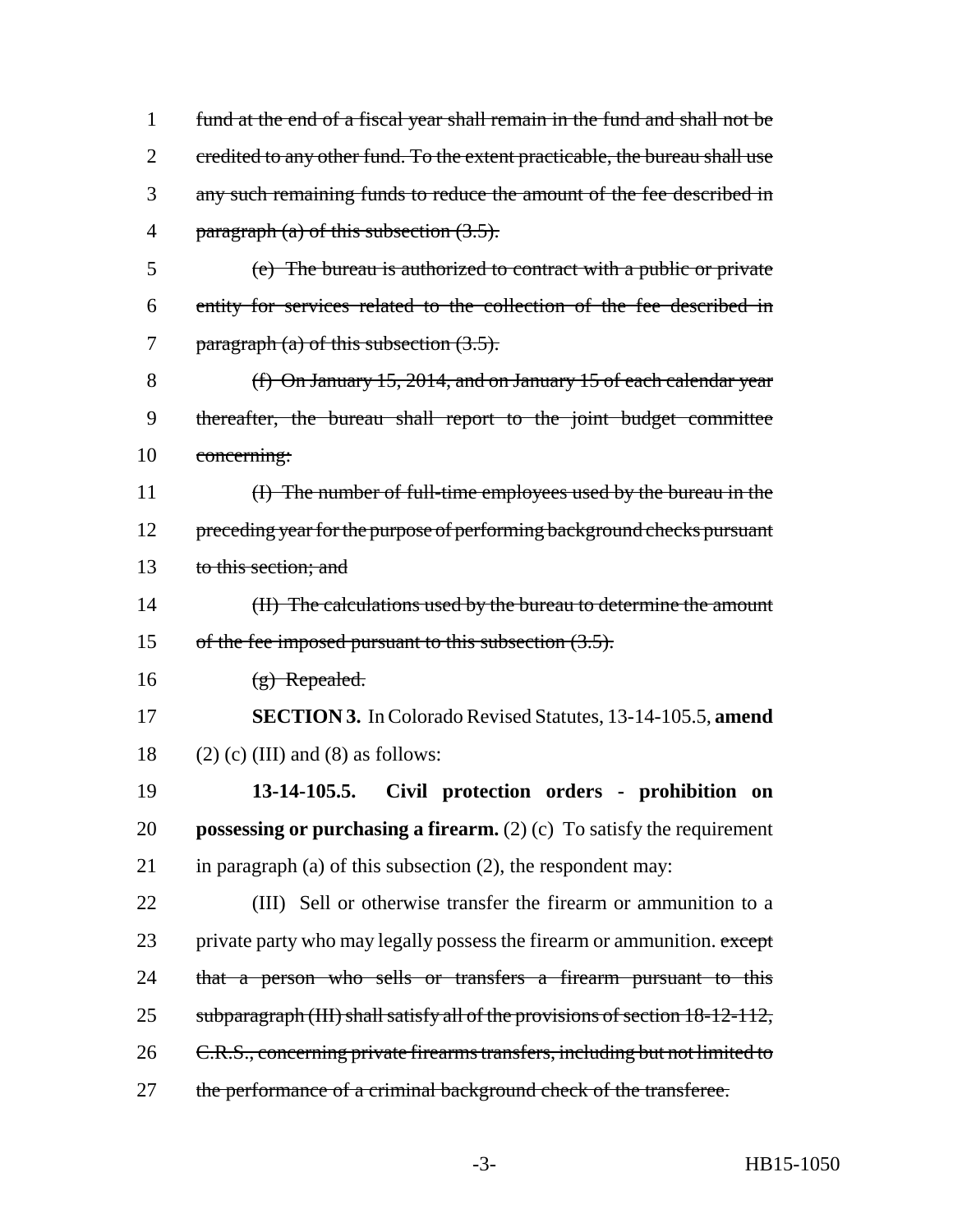~~fund at the end of a fiscal year shall remain in the fund and shall not be credited to any other fund. To the extent practicable, the bureau shall use any such remaining funds to reduce the amount of the fee described in paragraph (a) of this subsection (3.5).~~

~~(e) The bureau is authorized to contract with a public or private entity for services related to the collection of the fee described in paragraph (a) of this subsection (3.5).~~

~~(f) On January 15, 2014, and on January 15 of each calendar year thereafter, the bureau shall report to the joint budget committee concerning:~~

~~(I) The number of full-time employees used by the bureau in the preceding year for the purpose of performing background checks pursuant to this section; and~~

~~(II) The calculations used by the bureau to determine the amount of the fee imposed pursuant to this subsection (3.5).~~

~~(g) Repealed.~~

**SECTION 3.** In Colorado Revised Statutes, 13-14-105.5, **amend** (2) (c) (III) and (8) as follows:

**13-14-105.5. Civil protection orders - prohibition on possessing or purchasing a firearm.** (2) (c) To satisfy the requirement in paragraph (a) of this subsection (2), the respondent may:

(III) Sell or otherwise transfer the firearm or ammunition to a private party who may legally possess the firearm or ammunition. ~~except that a person who sells or transfers a firearm pursuant to this subparagraph (III) shall satisfy all of the provisions of section 18-12-112, C.R.S., concerning private firearms transfers, including but not limited to the performance of a criminal background check of the transferee.~~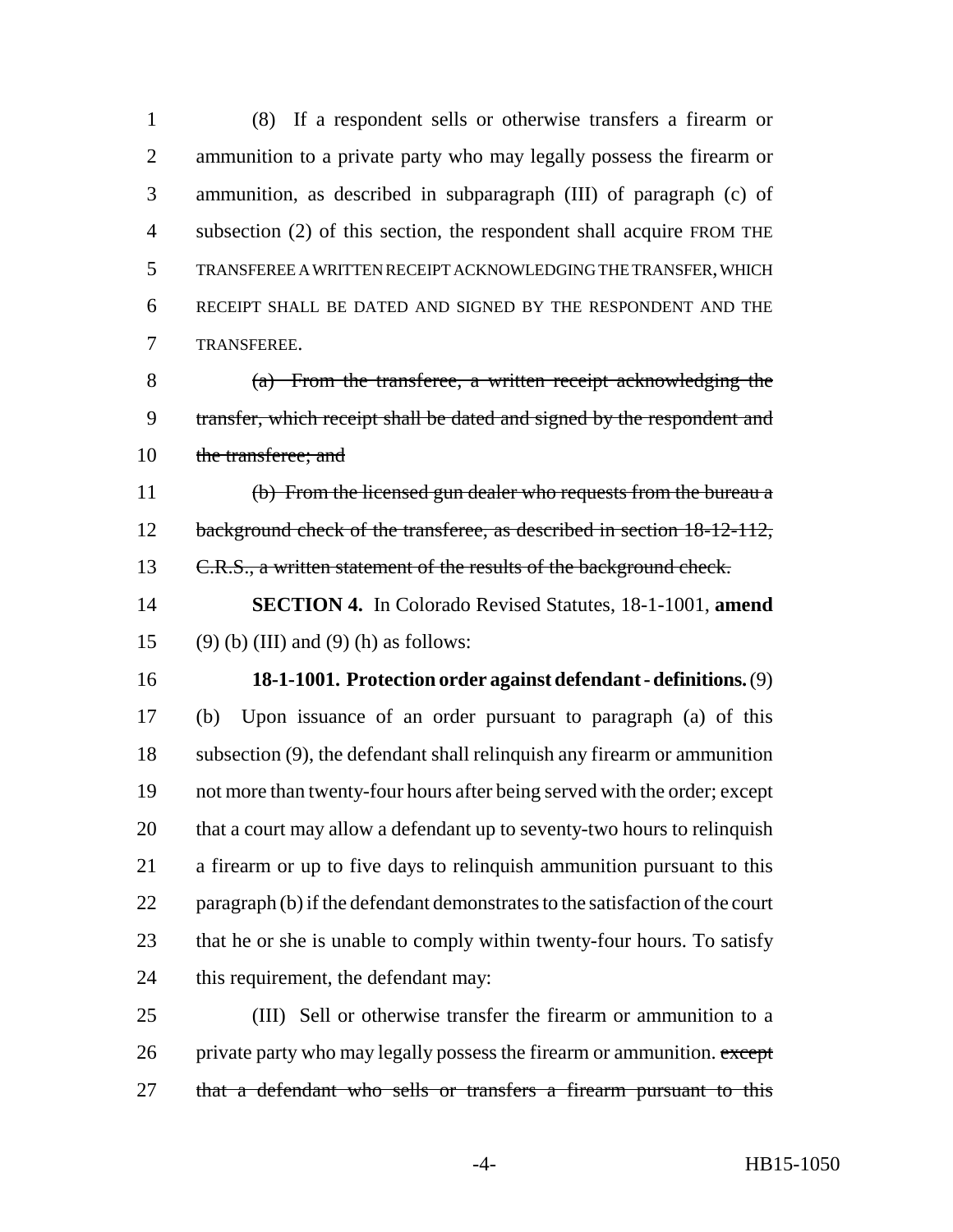(8) If a respondent sells or otherwise transfers a firearm or ammunition to a private party who may legally possess the firearm or ammunition, as described in subparagraph (III) of paragraph (c) of subsection (2) of this section, the respondent shall acquire FROM THE TRANSFEREE A WRITTEN RECEIPT ACKNOWLEDGING THE TRANSFER, WHICH RECEIPT SHALL BE DATED AND SIGNED BY THE RESPONDENT AND THE TRANSFEREE.

~~(a) From the transferee, a written receipt acknowledging the transfer, which receipt shall be dated and signed by the respondent and the transferee; and~~

~~(b) From the licensed gun dealer who requests from the bureau a background check of the transferee, as described in section 18-12-112, C.R.S., a written statement of the results of the background check.~~

**SECTION 4.** In Colorado Revised Statutes, 18-1-1001, **amend** (9) (b) (III) and (9) (h) as follows:

**18-1-1001. Protection order against defendant - definitions.** (9) (b) Upon issuance of an order pursuant to paragraph (a) of this subsection (9), the defendant shall relinquish any firearm or ammunition not more than twenty-four hours after being served with the order; except that a court may allow a defendant up to seventy-two hours to relinquish a firearm or up to five days to relinquish ammunition pursuant to this paragraph (b) if the defendant demonstrates to the satisfaction of the court that he or she is unable to comply within twenty-four hours. To satisfy this requirement, the defendant may:

(III) Sell or otherwise transfer the firearm or ammunition to a private party who may legally possess the firearm or ammunition. ~~except that a defendant who sells or transfers a firearm pursuant to this~~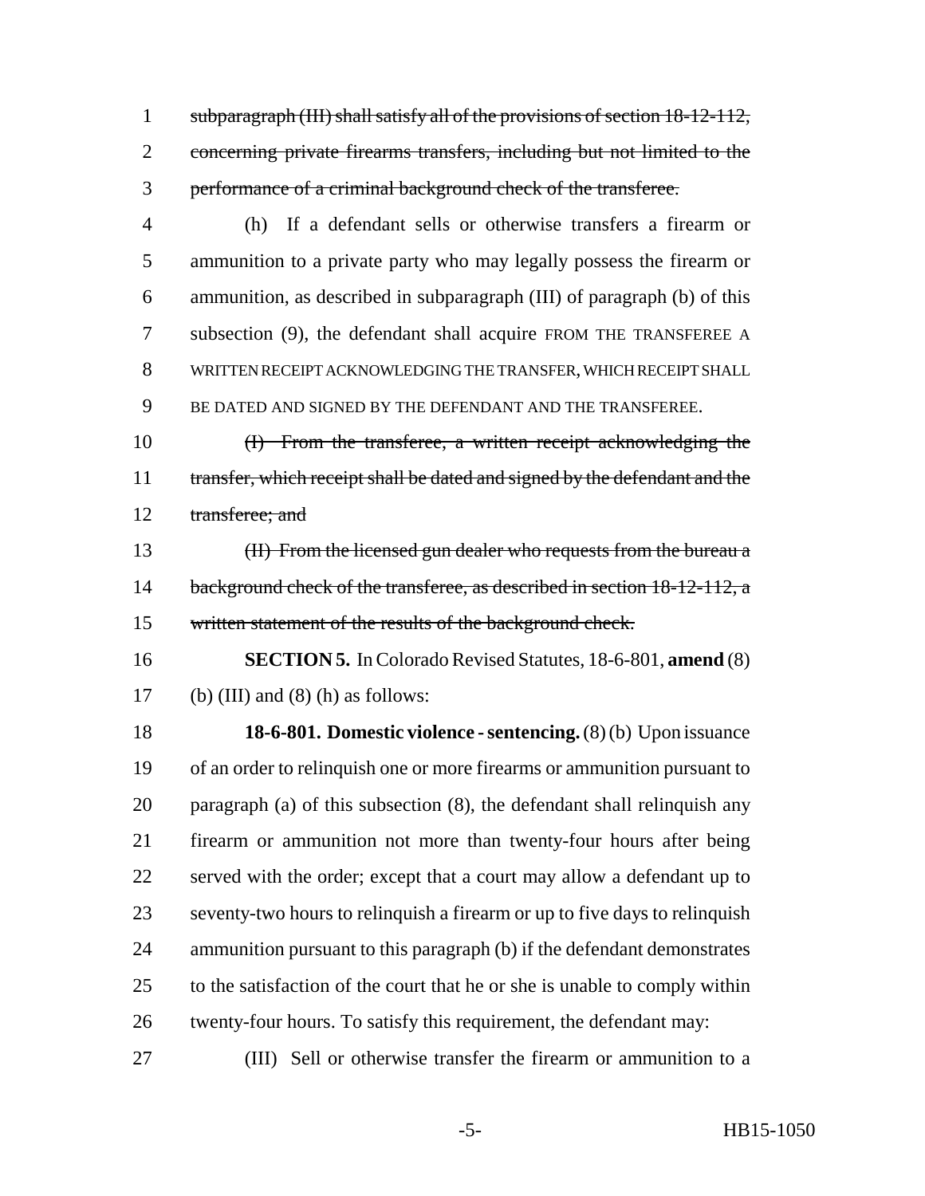~~subparagraph (III) shall satisfy all of the provisions of section 18-12-112, concerning private firearms transfers, including but not limited to the performance of a criminal background check of the transferee.~~

(h) If a defendant sells or otherwise transfers a firearm or ammunition to a private party who may legally possess the firearm or ammunition, as described in subparagraph (III) of paragraph (b) of this subsection (9), the defendant shall acquire FROM THE TRANSFEREE A WRITTEN RECEIPT ACKNOWLEDGING THE TRANSFER, WHICH RECEIPT SHALL BE DATED AND SIGNED BY THE DEFENDANT AND THE TRANSFEREE.

~~(I) From the transferee, a written receipt acknowledging the transfer, which receipt shall be dated and signed by the defendant and the transferee; and~~

~~(II) From the licensed gun dealer who requests from the bureau a background check of the transferee, as described in section 18-12-112, a written statement of the results of the background check.~~

**SECTION 5.** In Colorado Revised Statutes, 18-6-801, **amend** (8) (b) (III) and (8) (h) as follows:

**18-6-801. Domestic violence - sentencing.** (8) (b) Upon issuance of an order to relinquish one or more firearms or ammunition pursuant to paragraph (a) of this subsection (8), the defendant shall relinquish any firearm or ammunition not more than twenty-four hours after being served with the order; except that a court may allow a defendant up to seventy-two hours to relinquish a firearm or up to five days to relinquish ammunition pursuant to this paragraph (b) if the defendant demonstrates to the satisfaction of the court that he or she is unable to comply within twenty-four hours. To satisfy this requirement, the defendant may:

(III) Sell or otherwise transfer the firearm or ammunition to a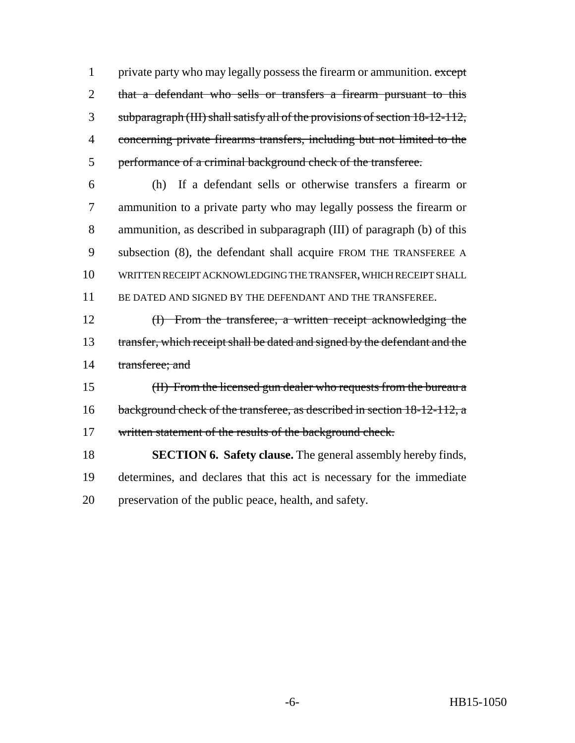private party who may legally possess the firearm or ammunition. ~~except that a defendant who sells or transfers a firearm pursuant to this subparagraph (III) shall satisfy all of the provisions of section 18-12-112, concerning private firearms transfers, including but not limited to the performance of a criminal background check of the transferee.~~

(h) If a defendant sells or otherwise transfers a firearm or ammunition to a private party who may legally possess the firearm or ammunition, as described in subparagraph (III) of paragraph (b) of this subsection (8), the defendant shall acquire FROM THE TRANSFEREE A WRITTEN RECEIPT ACKNOWLEDGING THE TRANSFER, WHICH RECEIPT SHALL BE DATED AND SIGNED BY THE DEFENDANT AND THE TRANSFEREE.

~~(I) From the transferee, a written receipt acknowledging the transfer, which receipt shall be dated and signed by the defendant and the transferee; and~~

~~(II) From the licensed gun dealer who requests from the bureau a background check of the transferee, as described in section 18-12-112, a written statement of the results of the background check.~~

**SECTION 6. Safety clause.** The general assembly hereby finds, determines, and declares that this act is necessary for the immediate preservation of the public peace, health, and safety.